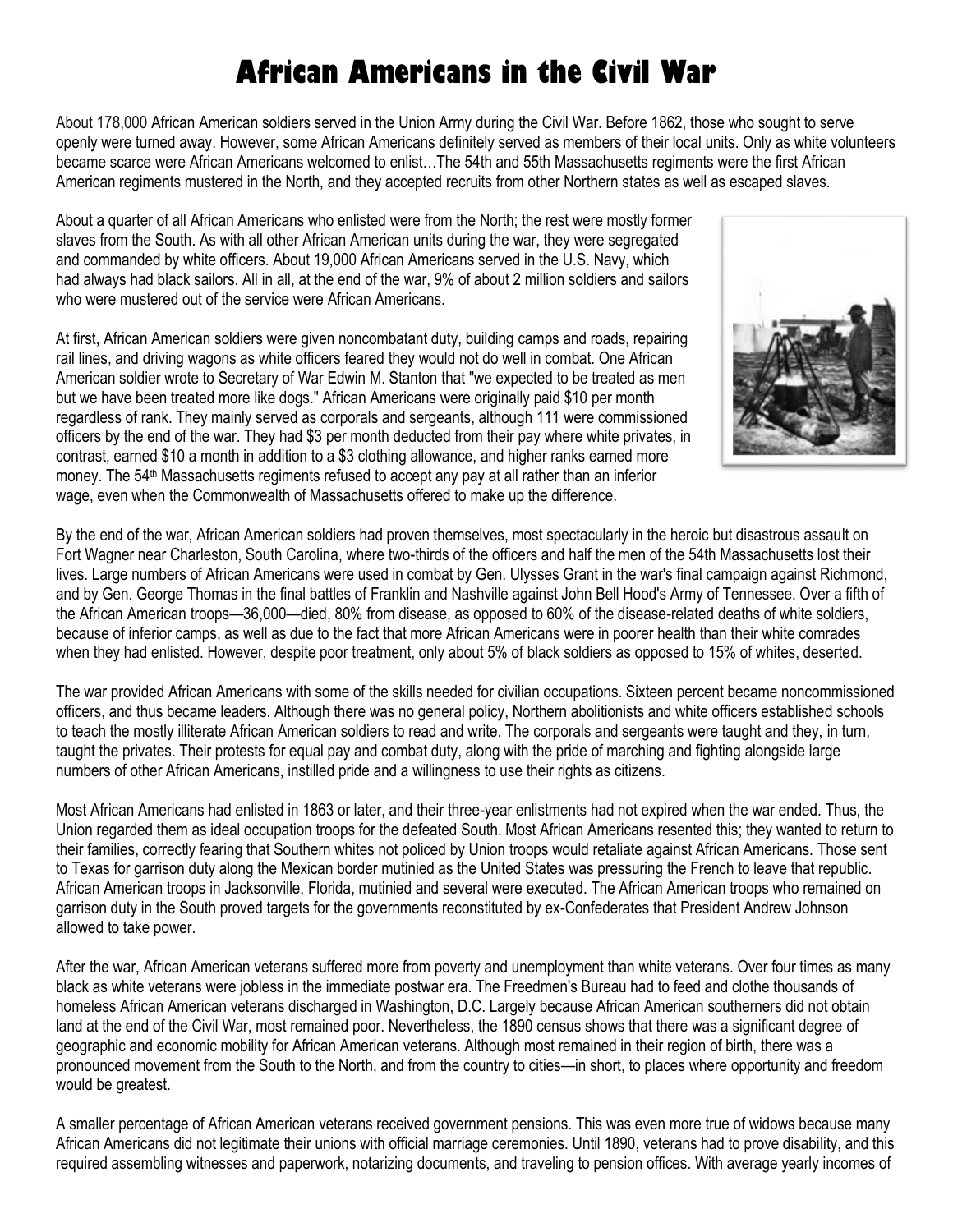# African Americans in the Civil War

About 178,000 African American soldiers served in the Union Army during the Civil War. Before 1862, those who sought to serve openly were turned away. However, some African Americans definitely served as members of their local units. Only as white volunteers became scarce were African Americans welcomed to enlist…The 54th and 55th Massachusetts regiments were the first African American regiments mustered in the North, and they accepted recruits from other Northern states as well as escaped slaves.

About a quarter of all African Americans who enlisted were from the North; the rest were mostly former slaves from the South. As with all other African American units during the war, they were segregated and commanded by white officers. About 19,000 African Americans served in the U.S. Navy, which had always had black sailors. All in all, at the end of the war, 9% of about 2 million soldiers and sailors who were mustered out of the service were African Americans.

At first, African American soldiers were given noncombatant duty, building camps and roads, repairing rail lines, and driving wagons as white officers feared they would not do well in combat. One African American soldier wrote to Secretary of War Edwin M. Stanton that "we expected to be treated as men but we have been treated more like dogs." African Americans were originally paid $10 per month regardless of rank. They mainly served as corporals and sergeants, although 111 were commissioned officers by the end of the war. They had $3 per month deducted from their pay where white privates, in contrast, earned $10 a month in addition to a $3 clothing allowance, and higher ranks earned more money. The 54th Massachusetts regiments refused to accept any pay at all rather than an inferior wage, even when the Commonwealth of Massachusetts offered to make up the difference.

By the end of the war, African American soldiers had proven themselves, most spectacularly in the heroic but disastrous assault on Fort Wagner near Charleston, South Carolina, where two-thirds of the officers and half the men of the 54th Massachusetts lost their lives. Large numbers of African Americans were used in combat by Gen. Ulysses Grant in the war's final campaign against Richmond, and by Gen. George Thomas in the final battles of Franklin and Nashville against John Bell Hood's Army of Tennessee. Over a fifth of the African American troops—36,000—died, 80% from disease, as opposed to 60% of the disease-related deaths of white soldiers, because of inferior camps, as well as due to the fact that more African Americans were in poorer health than their white comrades when they had enlisted. However, despite poor treatment, only about 5% of black soldiers as opposed to 15% of whites, deserted.

The war provided African Americans with some of the skills needed for civilian occupations. Sixteen percent became noncommissioned officers, and thus became leaders. Although there was no general policy, Northern abolitionists and white officers established schools to teach the mostly illiterate African American soldiers to read and write. The corporals and sergeants were taught and they, in turn, taught the privates. Their protests for equal pay and combat duty, along with the pride of marching and fighting alongside large numbers of other African Americans, instilled pride and a willingness to use their rights as citizens.

Most African Americans had enlisted in 1863 or later, and their three-year enlistments had not expired when the war ended. Thus, the Union regarded them as ideal occupation troops for the defeated South. Most African Americans resented this; they wanted to return to their families, correctly fearing that Southern whites not policed by Union troops would retaliate against African Americans. Those sent to Texas for garrison duty along the Mexican border mutinied as the United States was pressuring the French to leave that republic. African American troops in Jacksonville, Florida, mutinied and several were executed. The African American troops who remained on garrison duty in the South proved targets for the governments reconstituted by ex-Confederates that President Andrew Johnson allowed to take power.

After the war, African American veterans suffered more from poverty and unemployment than white veterans. Over four times as many black as white veterans were jobless in the immediate postwar era. The Freedmen's Bureau had to feed and clothe thousands of homeless African American veterans discharged in Washington, D.C. Largely because African American southerners did not obtain land at the end of the Civil War, most remained poor. Nevertheless, the 1890 census shows that there was a significant degree of geographic and economic mobility for African American veterans. Although most remained in their region of birth, there was a pronounced movement from the South to the North, and from the country to cities—in short, to places where opportunity and freedom would be greatest.

A smaller percentage of African American veterans received government pensions. This was even more true of widows because many African Americans did not legitimate their unions with official marriage ceremonies. Until 1890, veterans had to prove disability, and this required assembling witnesses and paperwork, notarizing documents, and traveling to pension offices. With average yearly incomes of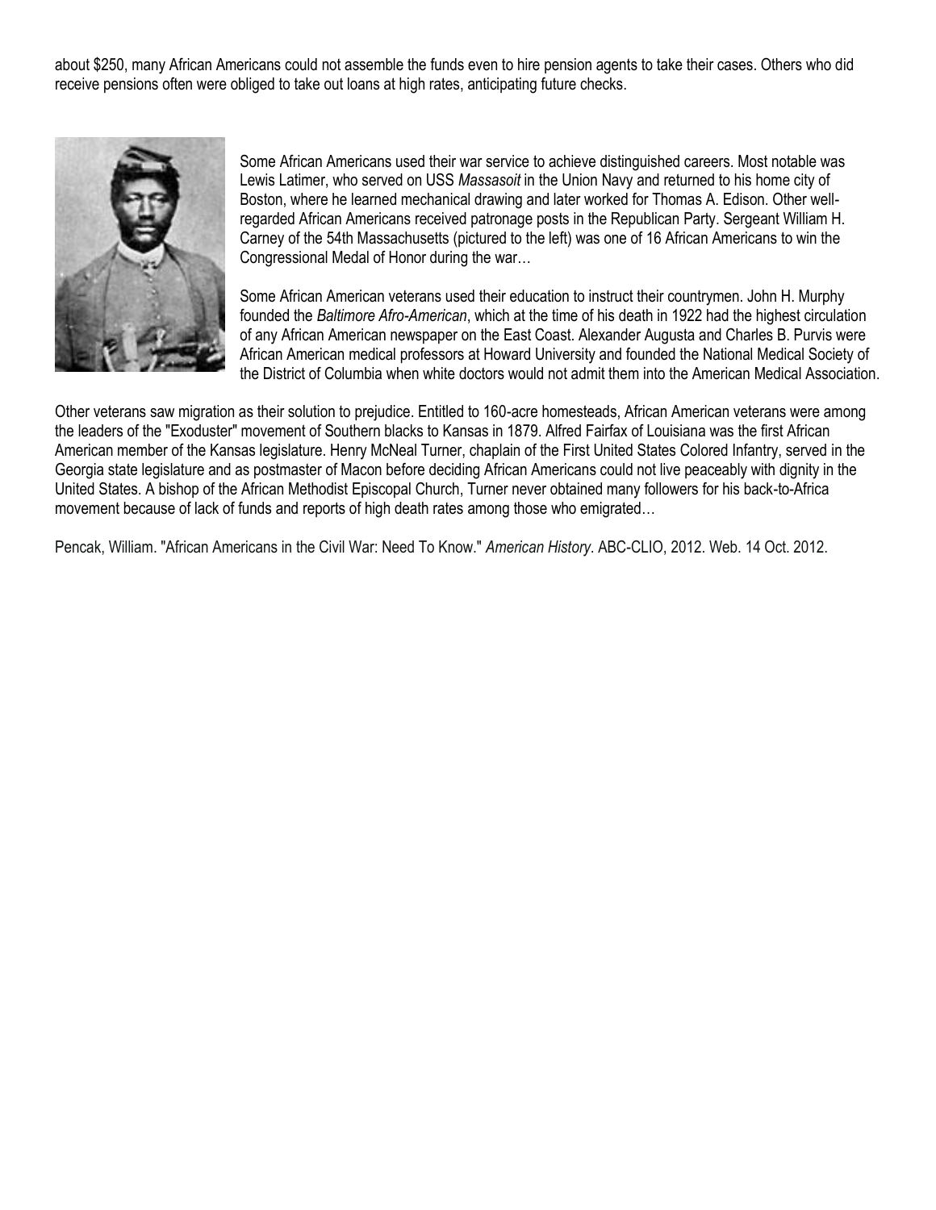about $250, many African Americans could not assemble the funds even to hire pension agents to take their cases. Others who did receive pensions often were obliged to take out loans at high rates, anticipating future checks.

Some African Americans used their war service to achieve distinguished careers. Most notable was Lewis Latimer, who served on USS *Massasoit* in the Union Navy and returned to his home city of Boston, where he learned mechanical drawing and later worked for Thomas A. Edison. Other well-regarded African Americans received patronage posts in the Republican Party. Sergeant William H. Carney of the 54th Massachusetts (pictured to the left) was one of 16 African Americans to win the Congressional Medal of Honor during the war…

Some African American veterans used their education to instruct their countrymen. John H. Murphy founded the *Baltimore Afro-American*, which at the time of his death in 1922 had the highest circulation of any African American newspaper on the East Coast. Alexander Augusta and Charles B. Purvis were African American medical professors at Howard University and founded the National Medical Society of the District of Columbia when white doctors would not admit them into the American Medical Association.

Other veterans saw migration as their solution to prejudice. Entitled to 160-acre homesteads, African American veterans were among the leaders of the "Exoduster" movement of Southern blacks to Kansas in 1879. Alfred Fairfax of Louisiana was the first African American member of the Kansas legislature. Henry McNeal Turner, chaplain of the First United States Colored Infantry, served in the Georgia state legislature and as postmaster of Macon before deciding African Americans could not live peaceably with dignity in the United States. A bishop of the African Methodist Episcopal Church, Turner never obtained many followers for his back-to-Africa movement because of lack of funds and reports of high death rates among those who emigrated…

Pencak, William. "African Americans in the Civil War: Need To Know." *American History*. ABC-CLIO, 2012. Web. 14 Oct. 2012.